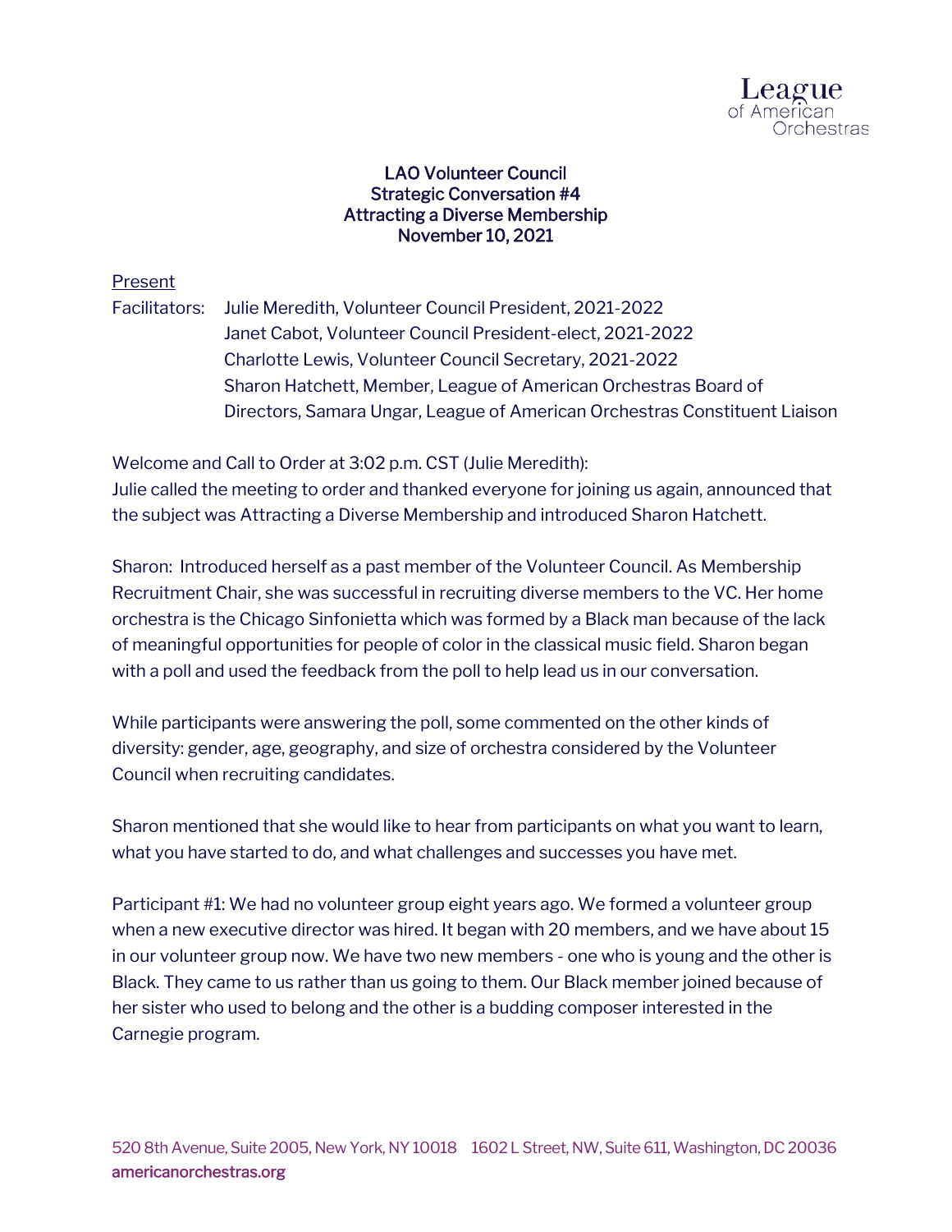# LAO Volunteer Council
## Strategic Conversation #4
## Attracting a Diverse Membership
## November 10, 2021

Present

Facilitators: Julie Meredith, Volunteer Council President, 2021-2022
Janet Cabot, Volunteer Council President-elect, 2021-2022
Charlotte Lewis, Volunteer Council Secretary, 2021-2022
Sharon Hatchett, Member, League of American Orchestras Board of Directors, Samara Ungar, League of American Orchestras Constituent Liaison

Welcome and Call to Order at 3:02 p.m. CST (Julie Meredith):
Julie called the meeting to order and thanked everyone for joining us again, announced that the subject was Attracting a Diverse Membership and introduced Sharon Hatchett.

Sharon: Introduced herself as a past member of the Volunteer Council. As Membership Recruitment Chair, she was successful in recruiting diverse members to the VC. Her home orchestra is the Chicago Sinfonietta which was formed by a Black man because of the lack of meaningful opportunities for people of color in the classical music field. Sharon began with a poll and used the feedback from the poll to help lead us in our conversation.

While participants were answering the poll, some commented on the other kinds of diversity: gender, age, geography, and size of orchestra considered by the Volunteer Council when recruiting candidates.

Sharon mentioned that she would like to hear from participants on what you want to learn, what you have started to do, and what challenges and successes you have met.

Participant #1: We had no volunteer group eight years ago. We formed a volunteer group when a new executive director was hired. It began with 20 members, and we have about 15 in our volunteer group now. We have two new members - one who is young and the other is Black. They came to us rather than us going to them. Our Black member joined because of her sister who used to belong and the other is a budding composer interested in the Carnegie program.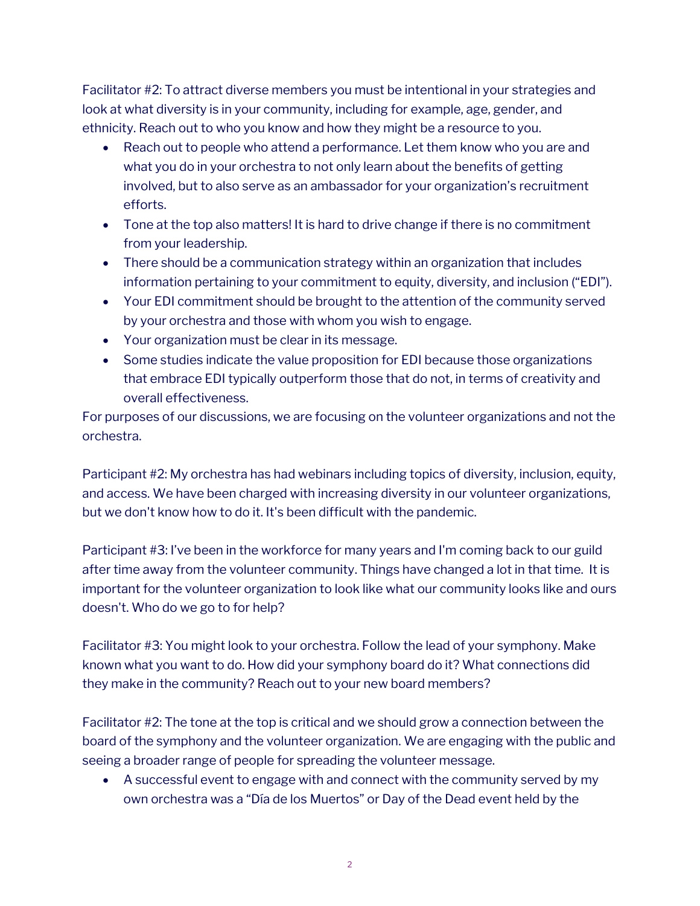Facilitator #2: To attract diverse members you must be intentional in your strategies and look at what diversity is in your community, including for example, age, gender, and ethnicity. Reach out to who you know and how they might be a resource to you.

- Reach out to people who attend a performance. Let them know who you are and what you do in your orchestra to not only learn about the benefits of getting involved, but to also serve as an ambassador for your organization's recruitment efforts.
- Tone at the top also matters! It is hard to drive change if there is no commitment from your leadership.
- There should be a communication strategy within an organization that includes information pertaining to your commitment to equity, diversity, and inclusion ("EDI").
- Your EDI commitment should be brought to the attention of the community served by your orchestra and those with whom you wish to engage.
- Your organization must be clear in its message.
- Some studies indicate the value proposition for EDI because those organizations that embrace EDI typically outperform those that do not, in terms of creativity and overall effectiveness.

For purposes of our discussions, we are focusing on the volunteer organizations and not the orchestra.

Participant #2: My orchestra has had webinars including topics of diversity, inclusion, equity, and access. We have been charged with increasing diversity in our volunteer organizations, but we don't know how to do it. It's been difficult with the pandemic.

Participant #3: I've been in the workforce for many years and I'm coming back to our guild after time away from the volunteer community. Things have changed a lot in that time. It is important for the volunteer organization to look like what our community looks like and ours doesn't. Who do we go to for help?

Facilitator #3: You might look to your orchestra. Follow the lead of your symphony. Make known what you want to do. How did your symphony board do it? What connections did they make in the community? Reach out to your new board members?

Facilitator #2: The tone at the top is critical and we should grow a connection between the board of the symphony and the volunteer organization. We are engaging with the public and seeing a broader range of people for spreading the volunteer message.

- A successful event to engage with and connect with the community served by my own orchestra was a "Día de los Muertos" or Day of the Dead event held by the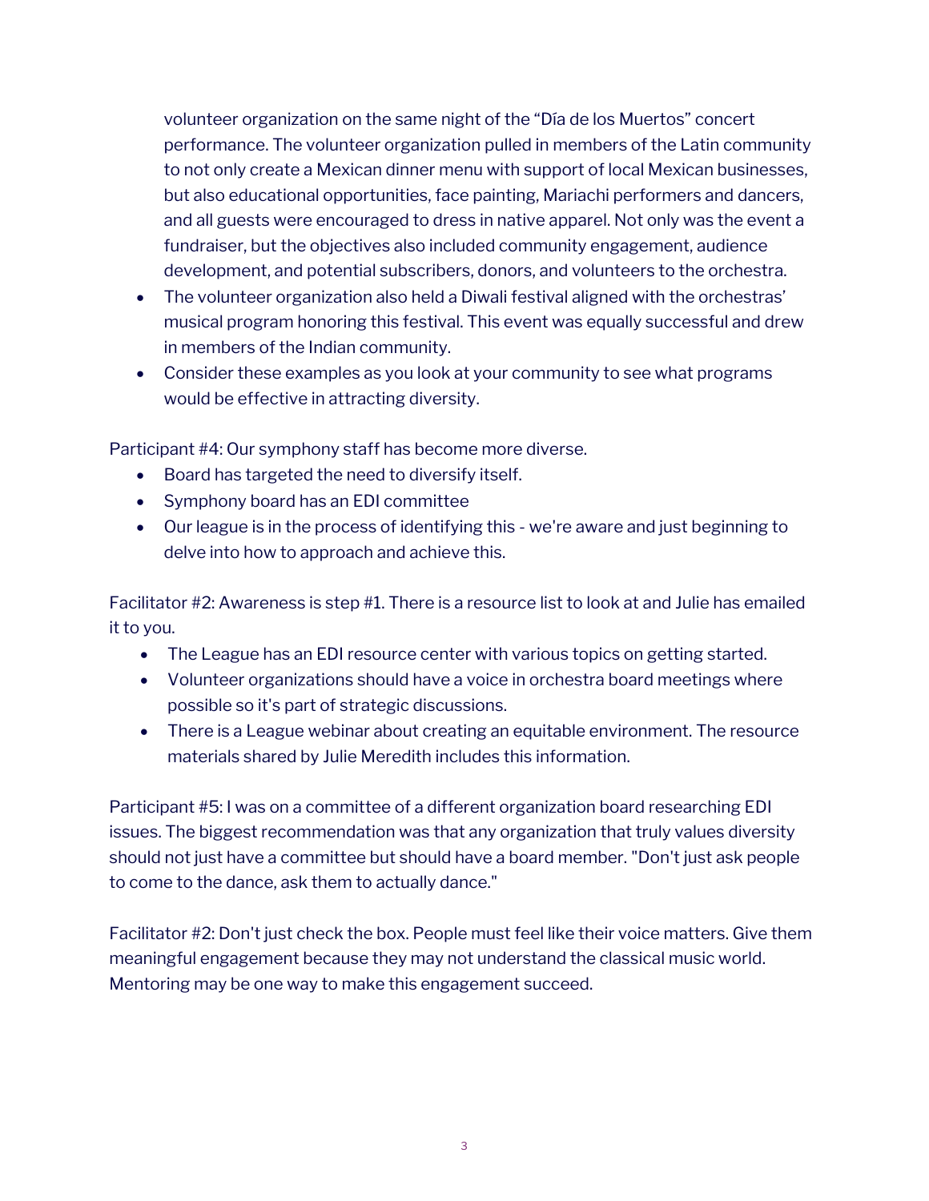volunteer organization on the same night of the "Día de los Muertos" concert performance. The volunteer organization pulled in members of the Latin community to not only create a Mexican dinner menu with support of local Mexican businesses, but also educational opportunities, face painting, Mariachi performers and dancers, and all guests were encouraged to dress in native apparel. Not only was the event a fundraiser, but the objectives also included community engagement, audience development, and potential subscribers, donors, and volunteers to the orchestra.

- The volunteer organization also held a Diwali festival aligned with the orchestras' musical program honoring this festival. This event was equally successful and drew in members of the Indian community.
- Consider these examples as you look at your community to see what programs would be effective in attracting diversity.

Participant #4: Our symphony staff has become more diverse.

- Board has targeted the need to diversify itself.
- Symphony board has an EDI committee
- Our league is in the process of identifying this - we're aware and just beginning to delve into how to approach and achieve this.

Facilitator #2: Awareness is step #1. There is a resource list to look at and Julie has emailed it to you.

- The League has an EDI resource center with various topics on getting started.
- Volunteer organizations should have a voice in orchestra board meetings where possible so it's part of strategic discussions.
- There is a League webinar about creating an equitable environment. The resource materials shared by Julie Meredith includes this information.

Participant #5: I was on a committee of a different organization board researching EDI issues. The biggest recommendation was that any organization that truly values diversity should not just have a committee but should have a board member. "Don't just ask people to come to the dance, ask them to actually dance."

Facilitator #2: Don't just check the box. People must feel like their voice matters. Give them meaningful engagement because they may not understand the classical music world. Mentoring may be one way to make this engagement succeed.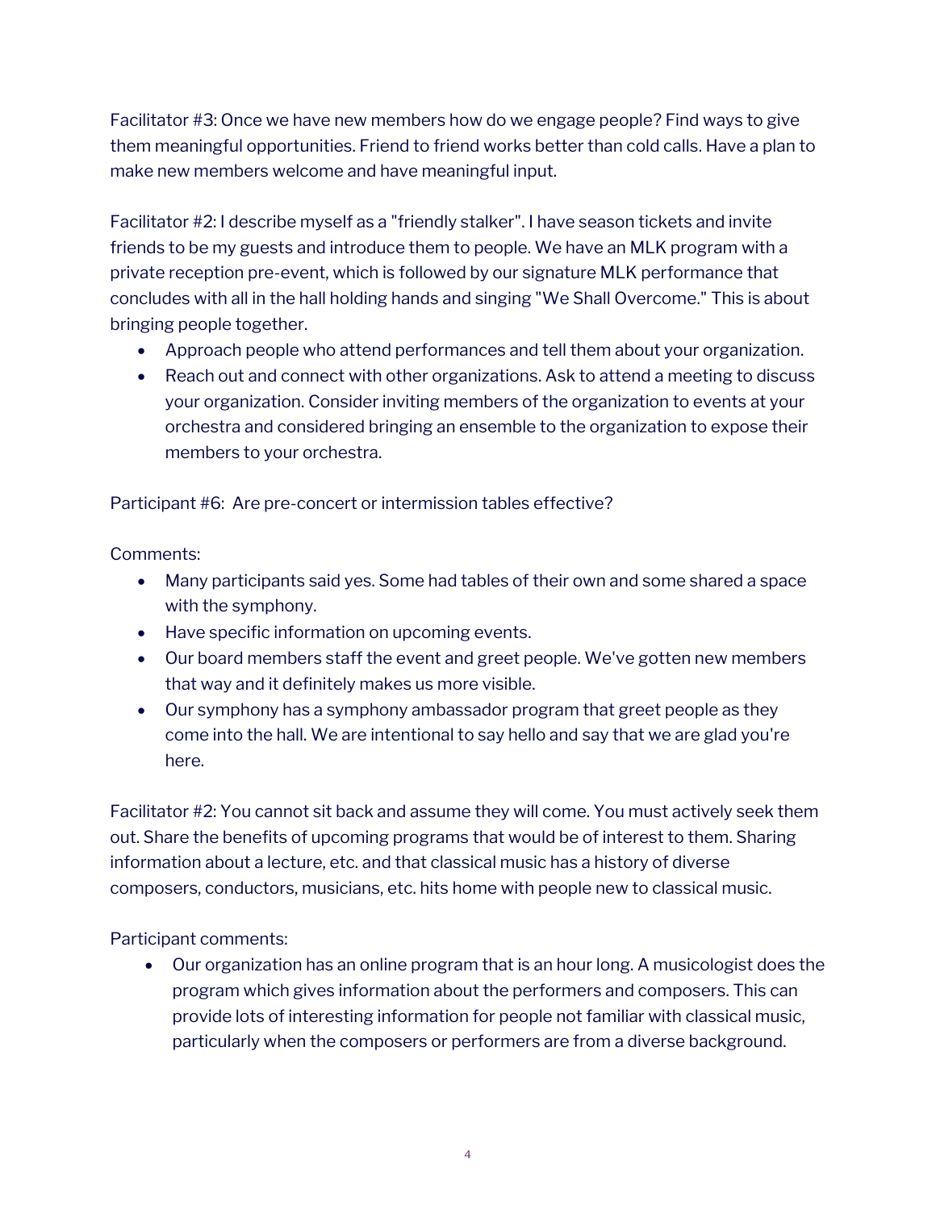Facilitator #3: Once we have new members how do we engage people? Find ways to give them meaningful opportunities. Friend to friend works better than cold calls. Have a plan to make new members welcome and have meaningful input.

Facilitator #2: I describe myself as a "friendly stalker". I have season tickets and invite friends to be my guests and introduce them to people. We have an MLK program with a private reception pre-event, which is followed by our signature MLK performance that concludes with all in the hall holding hands and singing "We Shall Overcome." This is about bringing people together.

- Approach people who attend performances and tell them about your organization.
- Reach out and connect with other organizations. Ask to attend a meeting to discuss your organization. Consider inviting members of the organization to events at your orchestra and considered bringing an ensemble to the organization to expose their members to your orchestra.

Participant #6: Are pre-concert or intermission tables effective?

Comments:

- Many participants said yes. Some had tables of their own and some shared a space with the symphony.
- Have specific information on upcoming events.
- Our board members staff the event and greet people. We've gotten new members that way and it definitely makes us more visible.
- Our symphony has a symphony ambassador program that greet people as they come into the hall. We are intentional to say hello and say that we are glad you're here.

Facilitator #2: You cannot sit back and assume they will come. You must actively seek them out. Share the benefits of upcoming programs that would be of interest to them. Sharing information about a lecture, etc. and that classical music has a history of diverse composers, conductors, musicians, etc. hits home with people new to classical music.

Participant comments:

- Our organization has an online program that is an hour long. A musicologist does the program which gives information about the performers and composers. This can provide lots of interesting information for people not familiar with classical music, particularly when the composers or performers are from a diverse background.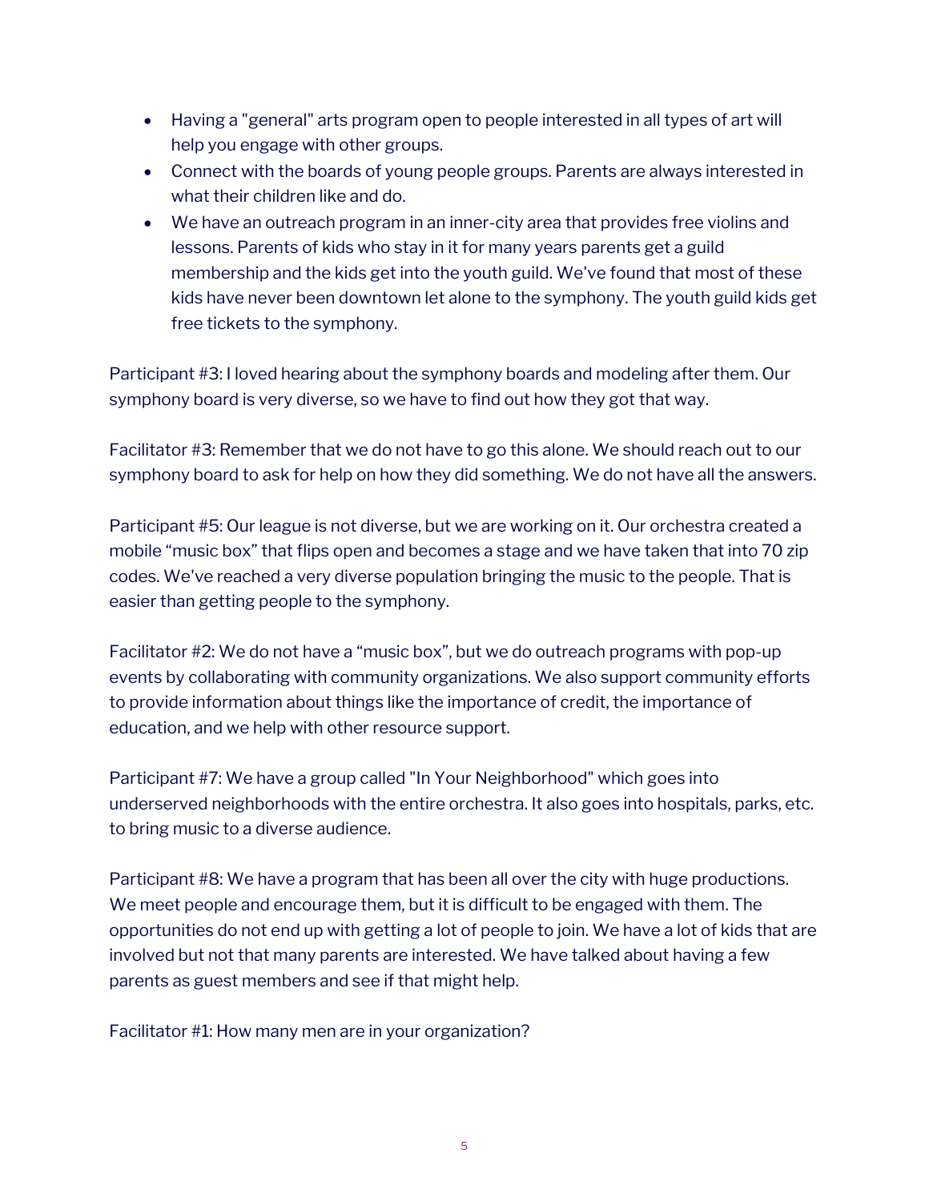- Having a "general" arts program open to people interested in all types of art will help you engage with other groups.
- Connect with the boards of young people groups. Parents are always interested in what their children like and do.
- We have an outreach program in an inner-city area that provides free violins and lessons. Parents of kids who stay in it for many years parents get a guild membership and the kids get into the youth guild. We've found that most of these kids have never been downtown let alone to the symphony. The youth guild kids get free tickets to the symphony.

Participant #3: I loved hearing about the symphony boards and modeling after them. Our symphony board is very diverse, so we have to find out how they got that way.

Facilitator #3: Remember that we do not have to go this alone. We should reach out to our symphony board to ask for help on how they did something. We do not have all the answers.

Participant #5: Our league is not diverse, but we are working on it. Our orchestra created a mobile “music box” that flips open and becomes a stage and we have taken that into 70 zip codes. We've reached a very diverse population bringing the music to the people. That is easier than getting people to the symphony.

Facilitator #2: We do not have a “music box”, but we do outreach programs with pop-up events by collaborating with community organizations. We also support community efforts to provide information about things like the importance of credit, the importance of education, and we help with other resource support.

Participant #7: We have a group called "In Your Neighborhood" which goes into underserved neighborhoods with the entire orchestra. It also goes into hospitals, parks, etc. to bring music to a diverse audience.

Participant #8: We have a program that has been all over the city with huge productions. We meet people and encourage them, but it is difficult to be engaged with them. The opportunities do not end up with getting a lot of people to join. We have a lot of kids that are involved but not that many parents are interested. We have talked about having a few parents as guest members and see if that might help.

Facilitator #1: How many men are in your organization?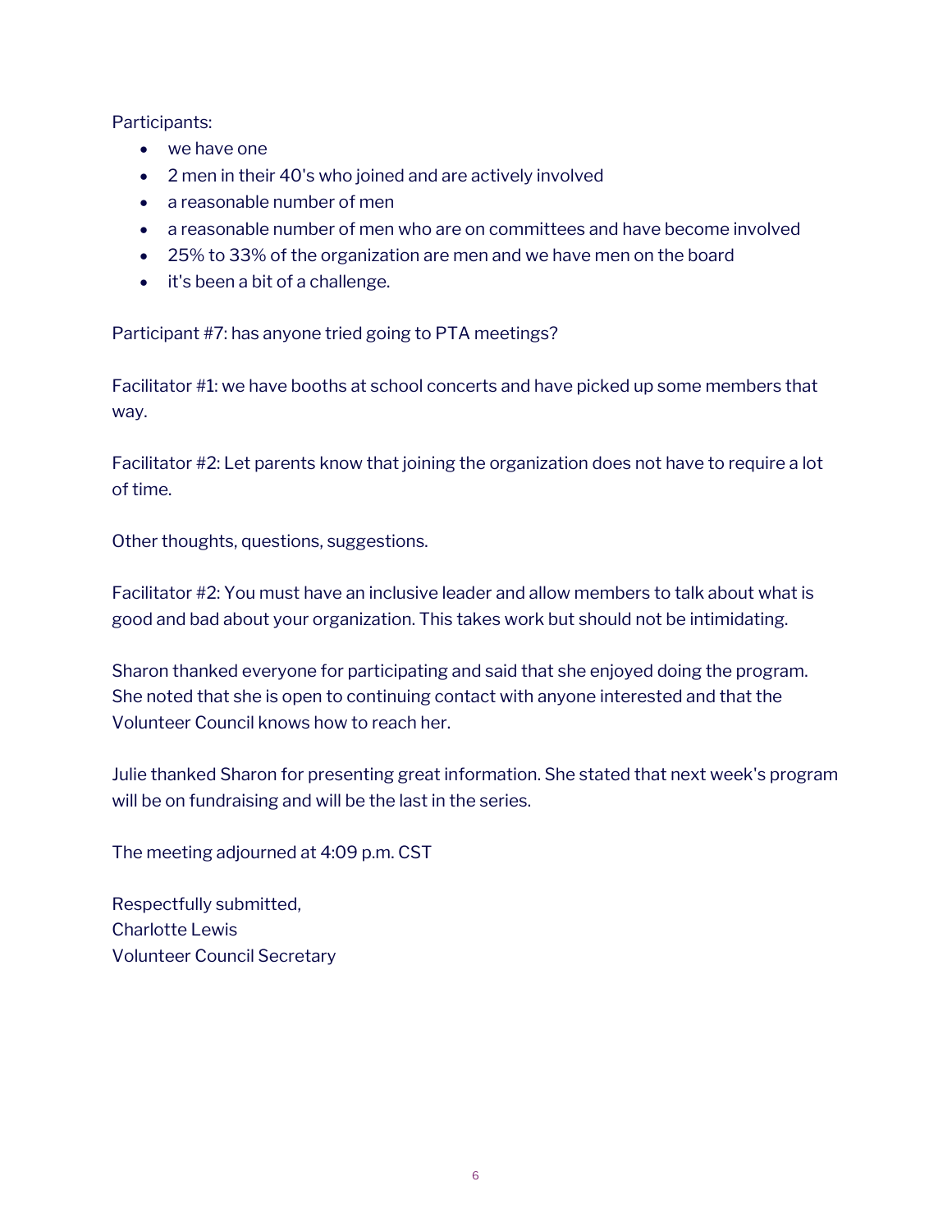Participants:

- we have one
- 2 men in their 40's who joined and are actively involved
- a reasonable number of men
- a reasonable number of men who are on committees and have become involved
- 25% to 33% of the organization are men and we have men on the board
- it's been a bit of a challenge.

Participant #7: has anyone tried going to PTA meetings?

Facilitator #1: we have booths at school concerts and have picked up some members that way.

Facilitator #2: Let parents know that joining the organization does not have to require a lot of time.

Other thoughts, questions, suggestions.

Facilitator #2: You must have an inclusive leader and allow members to talk about what is good and bad about your organization. This takes work but should not be intimidating.

Sharon thanked everyone for participating and said that she enjoyed doing the program. She noted that she is open to continuing contact with anyone interested and that the Volunteer Council knows how to reach her.

Julie thanked Sharon for presenting great information. She stated that next week's program will be on fundraising and will be the last in the series.

The meeting adjourned at 4:09 p.m. CST

Respectfully submitted,
Charlotte Lewis
Volunteer Council Secretary